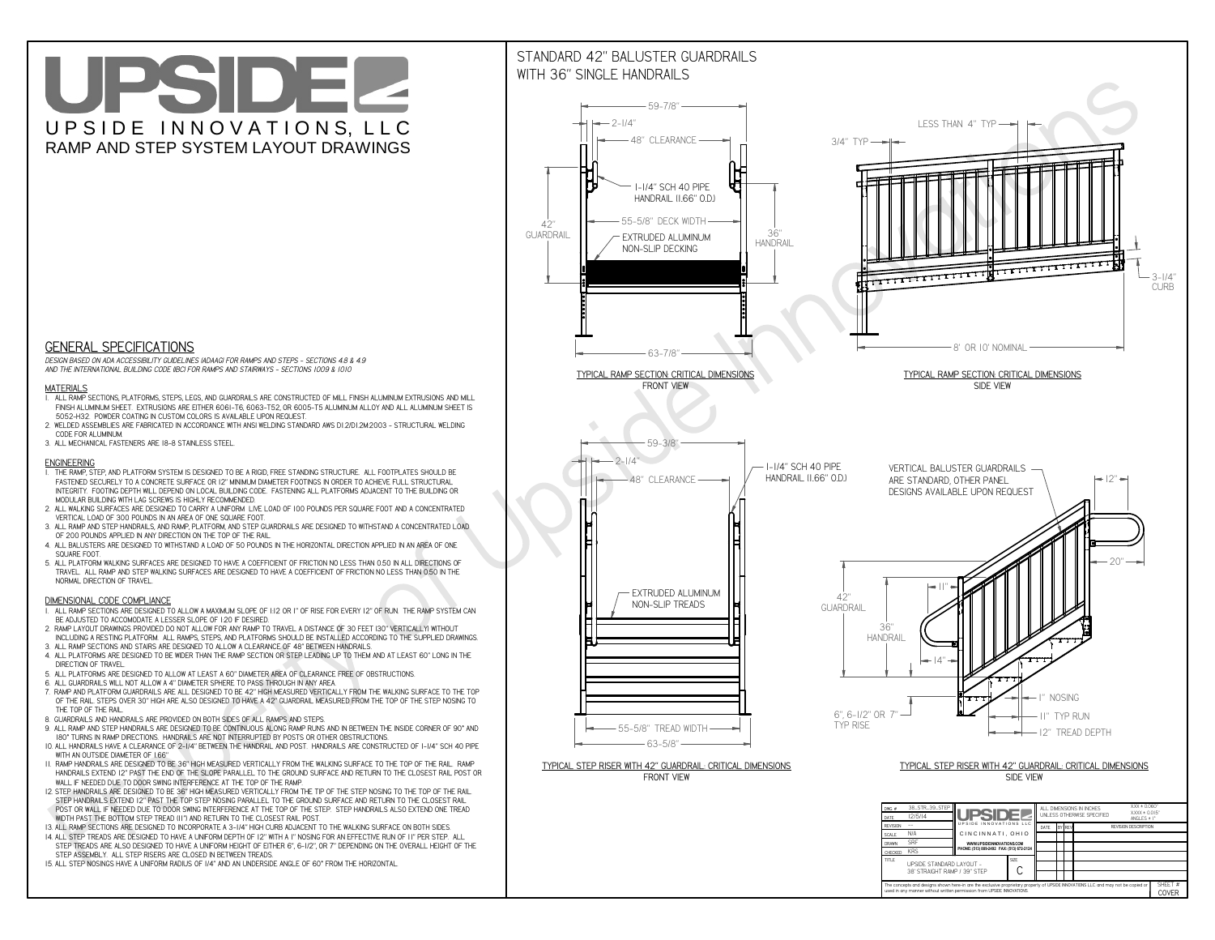# UPSIDE

UPSIDE INNOVATIONS, LLC

RAMP AND STEP SYSTEM LAYOUT DRAWINGS

## GENERAL SPECIFICATIONS

*DESIGN BASED ON ADA ACCESSIBILITY GUIDELINES (ADAAG) FOR RAMPS AND STEPS - SECTIONS 4.8 & 4.9 AND THE INTERNATIONAL BUILDING CODE (IBC) FOR RAMPS AND STAIRWAYS - SECTIONS 1009 & 1010*

### MATERIALS

1. ALL RAMP SECTIONS, PLATFORMS, STEPS, LEGS, AND GUARDRAILS ARE CONSTRUCTED OF MILL FINISH ALUMINUM EXTRUSIONS AND MILL FINISH ALUMINUM SHEET. EXTRUSIONS ARE EITHER 6061-T6, 6063-T52, OR 6005-T5 ALUMINUM ALLOY AND ALL ALUMINUM SHEET IS 5052-H32. POWDER COATING IN CUSTOM COLORS IS AVAILABLE UPON REQUEST.
2. WELDED ASSEMBLIES ARE FABRICATED IN ACCORDANCE WITH ANSI WELDING STANDARD AWS D1.2/D1.2M:2003 - STRUCTURAL WELDING CODE FOR ALUMINUM.
3. ALL MECHANICAL FASTENERS ARE 18-8 STAINLESS STEEL.

### ENGINEERING

1. THE RAMP, STEP, AND PLATFORM SYSTEM IS DESIGNED TO BE A RIGID, FREE STANDING STRUCTURE. ALL FOOTPLATES SHOULD BE FASTENED SECURELY TO A CONCRETE SURFACE OR 12" MINIMUM DIAMETER FOOTINGS IN ORDER TO ACHIEVE FULL STRUCTURAL INTEGRITY. FOOTING DEPTH WILL DEPEND ON LOCAL BUILDING CODE. FASTENING ALL PLATFORMS ADJACENT TO THE BUILDING OR MODULAR BUILDING WITH LAG SCREWS IS HIGHLY RECOMMENDED.
2. ALL WALKING SURFACES ARE DESIGNED TO CARRY A UNIFORM LIVE LOAD OF 100 POUNDS PER SQUARE FOOT AND A CONCENTRATED VERTICAL LOAD OF 300 POUNDS IN AN AREA OF ONE SQUARE FOOT.
3. ALL RAMP AND STEP HANDRAILS, AND RAMP, PLATFORM, AND STEP GUARDRAILS ARE DESIGNED TO WITHSTAND A CONCENTRATED LOAD OF 200 POUNDS APPLIED IN ANY DIRECTION ON THE TOP OF THE RAIL.
4. ALL BALUSTERS ARE DESIGNED TO WITHSTAND A LOAD OF 50 POUNDS IN THE HORIZONTAL DIRECTION APPLIED IN AN AREA OF ONE SQUARE FOOT.
5. ALL PLATFORM WALKING SURFACES ARE DESIGNED TO HAVE A COEFFICIENT OF FRICTION NO LESS THAN 0.50 IN ALL DIRECTIONS OF TRAVEL. ALL RAMP AND STEP WALKING SURFACES ARE DESIGNED TO HAVE A COEFFICIENT OF FRICTION NO LESS THAN 0.50 IN THE NORMAL DIRECTION OF TRAVEL.

### DIMENSIONAL CODE COMPLIANCE

1. ALL RAMP SECTIONS ARE DESIGNED TO ALLOW A MAXIMUM SLOPE OF 1:12 OR 1" OF RISE FOR EVERY 12" OF RUN. THE RAMP SYSTEM CAN BE ADJUSTED TO ACCOMODATE A LESSER SLOPE OF 1:20 IF DESIRED.
2. RAMP LAYOUT DRAWINGS PROVIDED DO NOT ALLOW FOR ANY RAMP TO TRAVEL A DISTANCE OF 30 FEET (30" VERTICALLY) WITHOUT INCLUDING A RESTING PLATFORM. ALL RAMPS, STEPS, AND PLATFORMS SHOULD BE INSTALLED ACCORDING TO THE SUPPLIED DRAWINGS.
3. ALL RAMP SECTIONS AND STAIRS ARE DESIGNED TO ALLOW A CLEARANCE OF 48" BETWEEN HANDRAILS.
4. ALL PLATFORMS ARE DESIGNED TO BE WIDER THAN THE RAMP SECTION OR STEP LEADING UP TO THEM AND AT LEAST 60" LONG IN THE DIRECTION OF TRAVEL.
5. ALL PLATFORMS ARE DESIGNED TO ALLOW AT LEAST A 60" DIAMETER AREA OF CLEARANCE FREE OF OBSTRUCTIONS.
6. ALL GUARDRAILS WILL NOT ALLOW A 4" DIAMETER SPHERE TO PASS THROUGH IN ANY AREA.
7. RAMP AND PLATFORM GUARDRAILS ARE ALL DESIGNED TO BE 42" HIGH MEASURED VERTICALLY FROM THE WALKING SURFACE TO THE TOP OF THE RAIL. STEPS OVER 30" HIGH ARE ALSO DESIGNED TO HAVE A 42" GUARDRAIL MEASURED FROM THE TOP OF THE STEP NOSING TO THE TOP OF THE RAIL.
8. GUARDRAILS AND HANDRAILS ARE PROVIDED ON BOTH SIDES OF ALL RAMPS AND STEPS.
9. ALL RAMP AND STEP HANDRAILS ARE DESIGNED TO BE CONTINUOUS ALONG RAMP RUNS AND IN BETWEEN THE INSIDE CORNER OF 90° AND 180° TURNS IN RAMP DIRECTIONS. HANDRAILS ARE NOT INTERRUPTED BY POSTS OR OTHER OBSTRUCTIONS.
10. ALL HANDRAILS HAVE A CLEARANCE OF 2-1/4" BETWEEN THE HANDRAIL AND POST. HANDRAILS ARE CONSTRUCTED OF 1-1/4" SCH 40 PIPE WITH AN OUTSIDE DIAMETER OF 1.66"
11. RAMP HANDRAILS ARE DESIGNED TO BE 36" HIGH MEASURED VERTICALLY FROM THE WALKING SURFACE TO THE TOP OF THE RAIL. RAMP HANDRAILS EXTEND 12" PAST THE END OF THE SLOPE PARALLEL TO THE GROUND SURFACE AND RETURN TO THE CLOSEST RAIL POST OR WALL IF NEEDED DUE TO DOOR SWING INTERFERENCE AT THE TOP OF THE RAMP.
12. STEP HANDRAILS ARE DESIGNED TO BE 36" HIGH MEASURED VERTICALLY FROM THE TIP OF THE STEP NOSING TO THE TOP OF THE RAIL. STEP HANDRAILS EXTEND 12" PAST THE TOP STEP NOSING PARALLEL TO THE GROUND SURFACE AND RETURN TO THE CLOSEST RAIL POST OR WALL IF NEEDED DUE TO DOOR SWING INTERFERENCE AT THE TOP OF THE STEP. STEP HANDRAILS ALSO EXTEND ONE TREAD WIDTH PAST THE BOTTOM STEP TREAD (11") AND RETURN TO THE CLOSEST RAIL POST.
13. ALL RAMP SECTIONS ARE DESIGNED TO INCORPORATE A 3-1/4" HIGH CURB ADJACENT TO THE WALKING SURFACE ON BOTH SIDES.
14. ALL STEP TREADS ARE DESIGNED TO HAVE A UNIFORM DEPTH OF 12" WITH A 1" NOSING FOR AN EFFECTIVE RUN OF 11" PER STEP. ALL STEP TREADS ARE ALSO DESIGNED TO HAVE A UNIFORM HEIGHT OF EITHER 6", 6-1/2", OR 7" DEPENDING ON THE OVERALL HEIGHT OF THE STEP ASSEMBLY. ALL STEP RISERS ARE CLOSED IN BETWEEN TREADS.
15. ALL STEP NOSINGS HAVE A UNIFORM RADIUS OF 1/4" AND AN UNDERSIDE ANGLE OF 60° FROM THE HORIZONTAL.

## STANDARD 42" BALUSTER GUARDRAILS WITH 36" SINGLE HANDRAILS

59-7/8" | 2-1/4" | 48" CLEARANCE | 1-1/4" SCH 40 PIPE HANDRAIL (1.66" O.D.) | 55-5/8" DECK WIDTH | 42" GUARDRAIL | 36" HANDRAIL | EXTRUDED ALUMINUM NON-SLIP DECKING | 63-7/8"

TYPICAL RAMP SECTION: CRITICAL DIMENSIONS
FRONT VIEW

LESS THAN 4" TYP | 3/4" TYP | 3-1/4" CURB | 8' OR 10' NOMINAL

TYPICAL RAMP SECTION: CRITICAL DIMENSIONS
SIDE VIEW

59-3/8" | 2-1/4" | 48" CLEARANCE | 1-1/4" SCH 40 PIPE HANDRAIL (1.66" O.D.) | EXTRUDED ALUMINUM NON-SLIP TREADS | 55-5/8" TREAD WIDTH | 63-5/8"

TYPICAL STEP RISER WITH 42" GUARDRAIL: CRITICAL DIMENSIONS
FRONT VIEW

VERTICAL BALUSTER GUARDRAILS ARE STANDARD, OTHER PANEL DESIGNS AVAILABLE UPON REQUEST | 12" | 20" | 11" | 42" GUARDRAIL | 36" HANDRAIL | 14" | 1" NOSING | 11" TYP RUN | 12" TREAD DEPTH | 6", 6-1/2" OR 7" TYP RISE

TYPICAL STEP RISER WITH 42" GUARDRAIL: CRITICAL DIMENSIONS
SIDE VIEW

| | | | |
|---|---|---|---|
| DWG # | 38_STR_39_STEP | UPSIDE INNOVATIONS LLC<br>CINCINNATI, OHIO<br>WWW.UPSIDEINNOVATIONS.COM<br>PHONE: (513) 889-2492 FAX: (513) 672-2124 | ALL DIMENSIONS IN INCHES UNLESS OTHERWISE SPECIFIED XXX ± 0.060" XXXX ± 0.015" ANGLES ± 1° |
| DATE | 12/5/14 | | |
| REVISION | - | | DATE / BY / REV / REVISION DESCRIPTION |
| SCALE | N/A | | |
| DRAWN | SRF | | |
| CHECKED | KRS | | |
| TITLE | UPSIDE STANDARD LAYOUT - 38' STRAIGHT RAMP / 39" STEP | SIZE C | |

The concepts and designs shown here-in are the exclusive proprietary property of UPSIDE INNOVATIONS LLC. and may not be copied or used in any manner without written permission from UPSIDE INNOVATIONS.

SHEET # COVER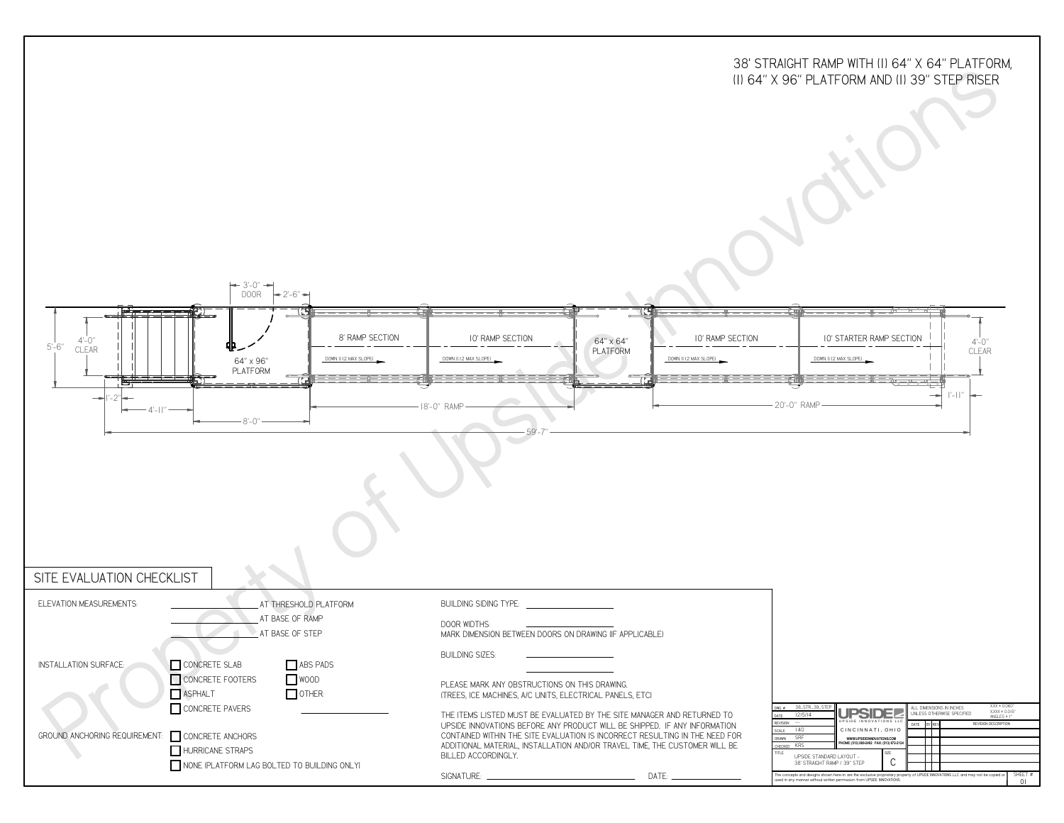# 38' STRAIGHT RAMP WITH (1) 64" X 64" PLATFORM, (1) 64" X 96" PLATFORM AND (1) 39" STEP RISER

3'-0" DOOR
2'-6"
5'-6"
4'-0" CLEAR
64" x 96" PLATFORM
8' RAMP SECTION
DOWN (1:12 MAX SLOPE)
10' RAMP SECTION
DOWN (1:12 MAX SLOPE)
64" x 64" PLATFORM
10' RAMP SECTION
DOWN (1:12 MAX SLOPE)
10' STARTER RAMP SECTION
DOWN (1:12 MAX SLOPE)
4'-0" CLEAR
1'-2"
4'-11"
8'-0"
18'-0" RAMP
20'-0" RAMP
1'-11"
59'-7"

Property of Upside Innovations

## SITE EVALUATION CHECKLIST

ELEVATION MEASUREMENTS: ____________ AT THRESHOLD PLATFORM
____________ AT BASE OF RAMP
____________ AT BASE OF STEP

INSTALLATION SURFACE:
- ☐ CONCRETE SLAB
- ☐ CONCRETE FOOTERS
- ☐ ASPHALT
- ☐ CONCRETE PAVERS
- ☐ ABS PADS
- ☐ WOOD
- ☐ OTHER ____________

GROUND ANCHORING REQUIREMENT:
- ☐ CONCRETE ANCHORS
- ☐ HURRICANE STRAPS
- ☐ NONE (PLATFORM LAG BOLTED TO BUILDING ONLY)

BUILDING SIDING TYPE: ____________

DOOR WIDTHS: ____________
MARK DIMENSION BETWEEN DOORS ON DRAWING (IF APPLICABLE)

BUILDING SIZES: ____________
____________

PLEASE MARK ANY OBSTRUCTIONS ON THIS DRAWING.
(TREES, ICE MACHINES, A/C UNITS, ELECTRICAL PANELS, ETC)

THE ITEMS LISTED MUST BE EVALUATED BY THE SITE MANAGER AND RETURNED TO UPSIDE INNOVATIONS BEFORE ANY PRODUCT WILL BE SHIPPED. IF ANY INFORMATION CONTAINED WITHIN THE SITE EVALUATION IS INCORRECT RESULTING IN THE NEED FOR ADDITIONAL MATERIAL, INSTALLATION AND/OR TRAVEL TIME, THE CUSTOMER WILL BE BILLED ACCORDINGLY.

SIGNATURE: ____________ DATE: ____________

| | | |
|---|---|---|
| DWG # | 38_STR_39_STEP | |
| DATE | 12/5/14 | |
| REVISION | --- | |
| SCALE | 1:40 | |
| DRAWN | SRF | |
| CHECKED | KRS | |
| TITLE: | UPSIDE STANDARD LAYOUT - 38' STRAIGHT RAMP / 39" STEP | SIZE: C |

UPSIDE INNOVATIONS LLC
CINCINNATI, OHIO
WWW.UPSIDEINNOVATIONS.COM
PHONE: (513) 889-2492 FAX: (513) 672-2124

ALL DIMENSIONS IN INCHES UNLESS OTHERWISE SPECIFIED
X.XX ± 0.060"
X.XXX ± 0.015"
ANGLES ± 1°

| DATE | BY | REV | REVISION DESCRIPTION |
|---|---|---|---|

The concepts and designs shown here-in are the exclusive proprietary property of UPSIDE INNOVATIONS LLC and may not be copied or used in any manner without written permission from UPSIDE INNOVATIONS.

SHEET # 01